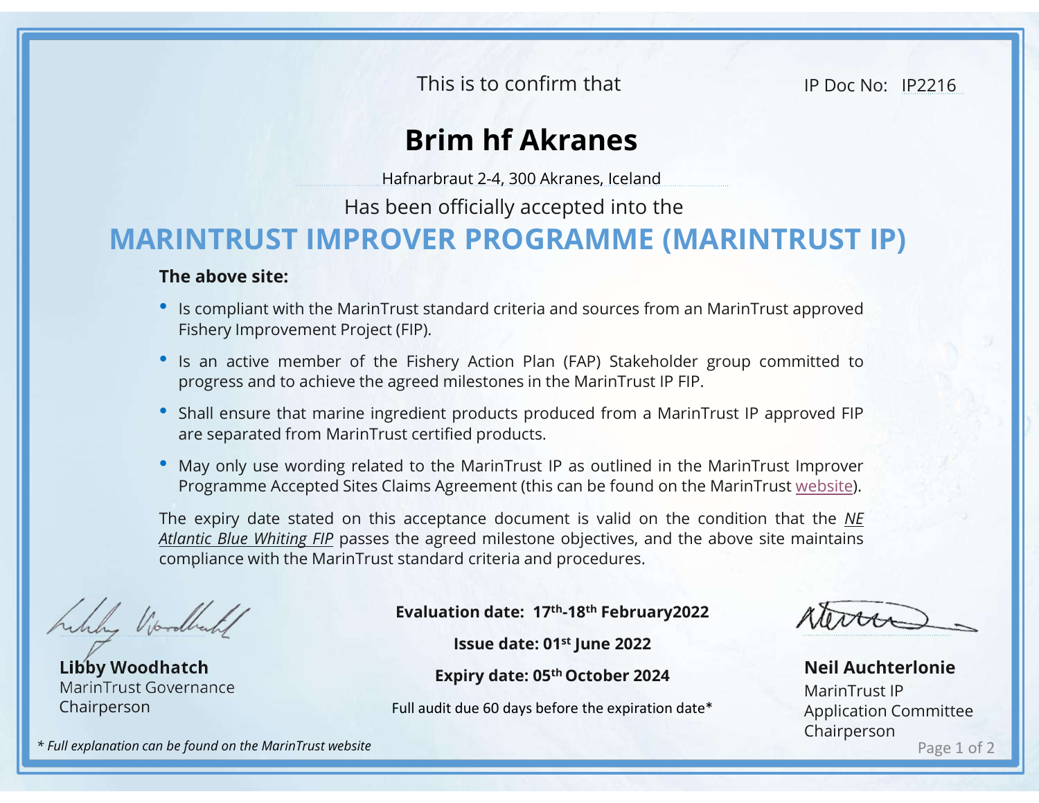This is to confirm that

IP Doc No: IP2216

# Brim hf Akranes

Hafnarbraut 2-4, 300 Akranes, Iceland

Has been officially accepted into the

## MARINTRUST IMPROVER PROGRAMME (MARINTRUST IP)

**The above site:**

- Is compliant with the MarinTrust standard criteria and sources from an MarinTrust approved Fishery Improvement Project (FIP).
- Is an active member of the Fishery Action Plan (FAP) Stakeholder group committed to progress and to achieve the agreed milestones in the MarinTrust IP FIP.
- Shall ensure that marine ingredient products produced from a MarinTrust IP approved FIP are separated from MarinTrust certified products.
- May only use wording related to the MarinTrust IP as outlined in the MarinTrust Improver Programme Accepted Sites Claims Agreement (this can be found on the MarinTrust website).

The expiry date stated on this acceptance document is valid on the condition that the *NE Atlantic Blue Whiting FIP* passes the agreed milestone objectives, and the above site maintains compliance with the MarinTrust standard criteria and procedures.

**Evaluation date: 17th-18th February2022**

**Issue date: 01st June 2022**

**Expiry date: 05th October 2024**

Full audit due 60 days before the expiration date*

**Libby Woodhatch**
MarinTrust Governance Chairperson

**Neil Auchterlonie**
MarinTrust IP Application Committee Chairperson

*\* Full explanation can be found on the MarinTrust website*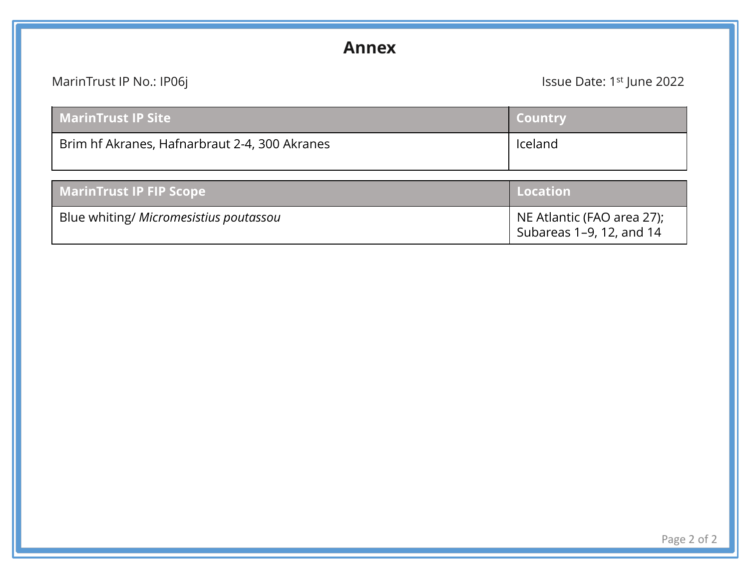# Annex

MarinTrust IP No.: IP06j

Issue Date: 1st June 2022

| MarinTrust IP Site | Country |
|---|---|
| Brim hf Akranes, Hafnarbraut 2-4, 300 Akranes | Iceland |

| MarinTrust IP FIP Scope | Location |
|---|---|
| Blue whiting/ *Micromesistius poutassou* | NE Atlantic (FAO area 27); Subareas 1–9, 12, and 14 |